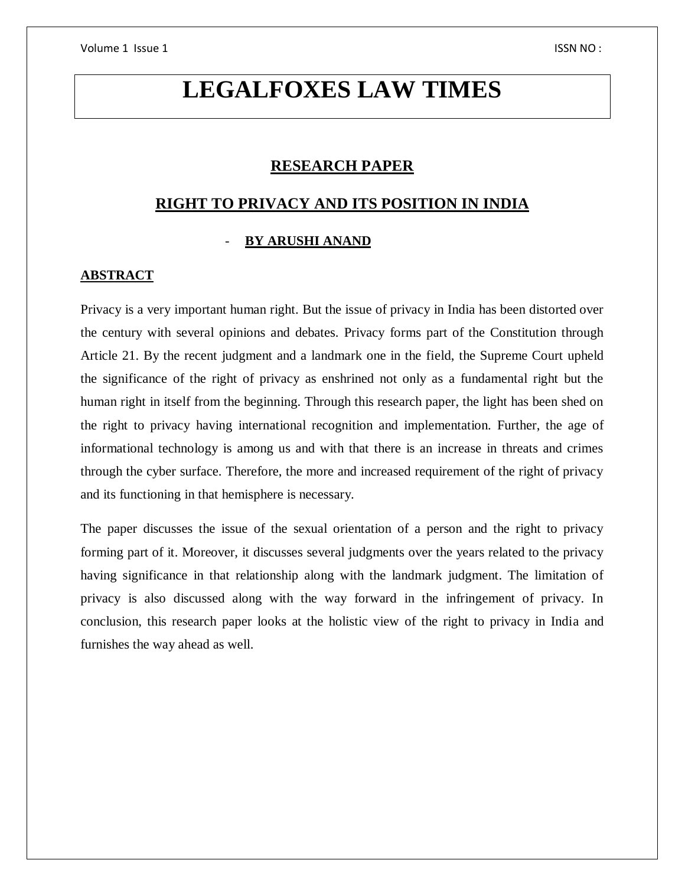# LEGALFOXES LAW TIMES

## RESEARCH PAPER

## RIGHT TO PRIVACY AND ITS POSITION IN INDIA

- **BY ARUSHI ANAND**

### ABSTRACT

Privacy is a very important human right. But the issue of privacy in India has been distorted over the century with several opinions and debates. Privacy forms part of the Constitution through Article 21. By the recent judgment and a landmark one in the field, the Supreme Court upheld the significance of the right of privacy as enshrined not only as a fundamental right but the human right in itself from the beginning. Through this research paper, the light has been shed on the right to privacy having international recognition and implementation. Further, the age of informational technology is among us and with that there is an increase in threats and crimes through the cyber surface. Therefore, the more and increased requirement of the right of privacy and its functioning in that hemisphere is necessary.

The paper discusses the issue of the sexual orientation of a person and the right to privacy forming part of it. Moreover, it discusses several judgments over the years related to the privacy having significance in that relationship along with the landmark judgment. The limitation of privacy is also discussed along with the way forward in the infringement of privacy. In conclusion, this research paper looks at the holistic view of the right to privacy in India and furnishes the way ahead as well.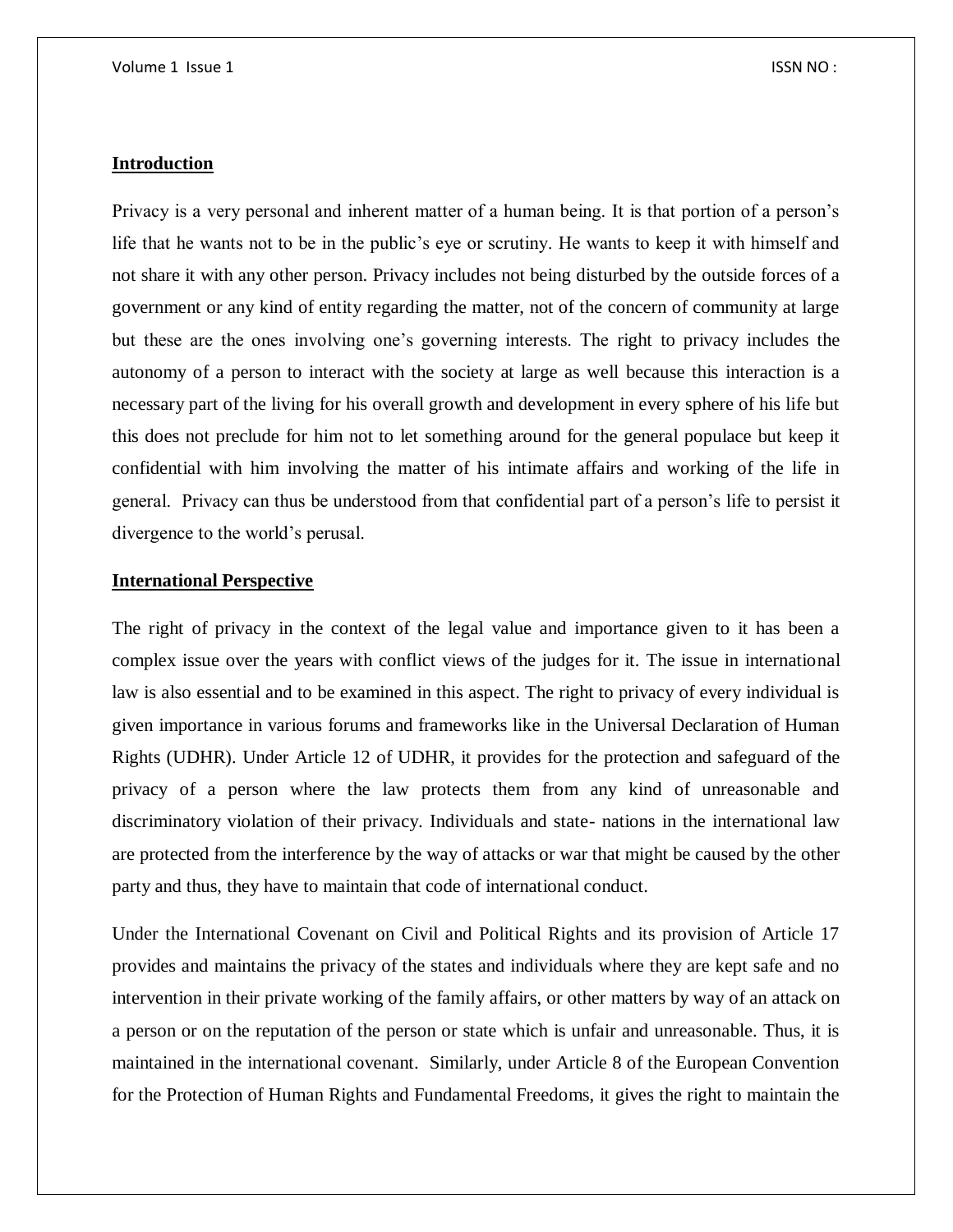## Introduction

Privacy is a very personal and inherent matter of a human being. It is that portion of a person's life that he wants not to be in the public's eye or scrutiny. He wants to keep it with himself and not share it with any other person. Privacy includes not being disturbed by the outside forces of a government or any kind of entity regarding the matter, not of the concern of community at large but these are the ones involving one's governing interests. The right to privacy includes the autonomy of a person to interact with the society at large as well because this interaction is a necessary part of the living for his overall growth and development in every sphere of his life but this does not preclude for him not to let something around for the general populace but keep it confidential with him involving the matter of his intimate affairs and working of the life in general. Privacy can thus be understood from that confidential part of a person's life to persist it divergence to the world's perusal.

## International Perspective

The right of privacy in the context of the legal value and importance given to it has been a complex issue over the years with conflict views of the judges for it. The issue in international law is also essential and to be examined in this aspect. The right to privacy of every individual is given importance in various forums and frameworks like in the Universal Declaration of Human Rights (UDHR). Under Article 12 of UDHR, it provides for the protection and safeguard of the privacy of a person where the law protects them from any kind of unreasonable and discriminatory violation of their privacy. Individuals and state- nations in the international law are protected from the interference by the way of attacks or war that might be caused by the other party and thus, they have to maintain that code of international conduct.

Under the International Covenant on Civil and Political Rights and its provision of Article 17 provides and maintains the privacy of the states and individuals where they are kept safe and no intervention in their private working of the family affairs, or other matters by way of an attack on a person or on the reputation of the person or state which is unfair and unreasonable. Thus, it is maintained in the international covenant. Similarly, under Article 8 of the European Convention for the Protection of Human Rights and Fundamental Freedoms, it gives the right to maintain the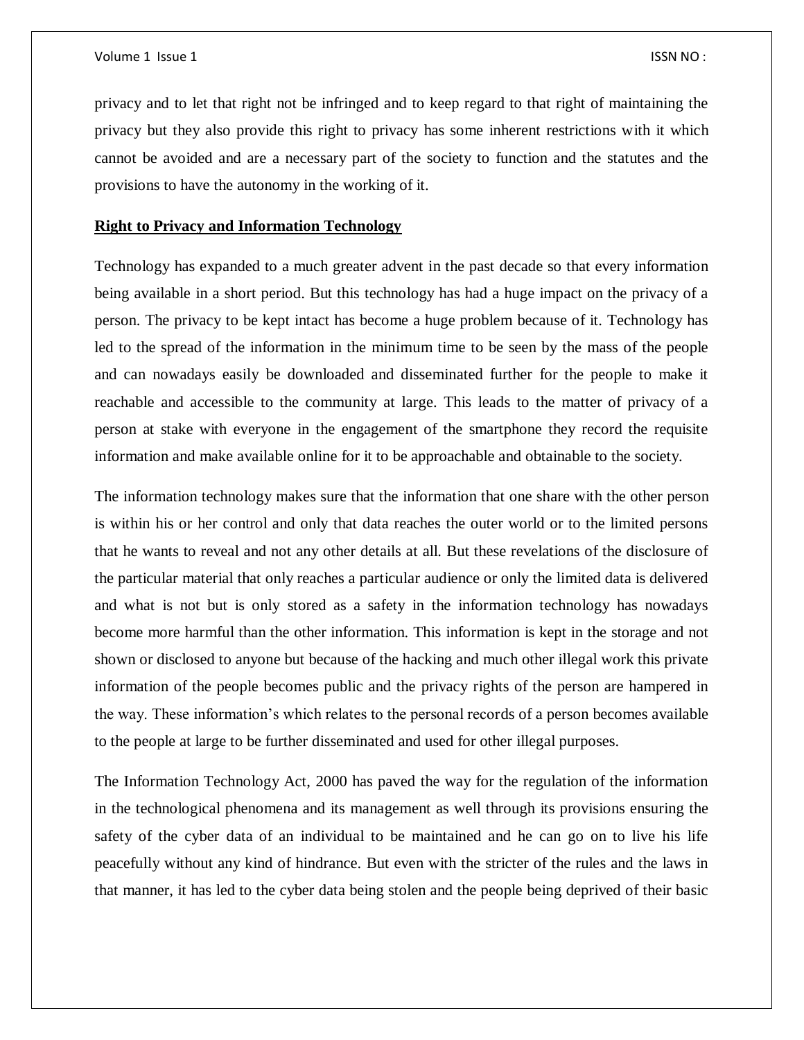privacy and to let that right not be infringed and to keep regard to that right of maintaining the privacy but they also provide this right to privacy has some inherent restrictions with it which cannot be avoided and are a necessary part of the society to function and the statutes and the provisions to have the autonomy in the working of it.

## Right to Privacy and Information Technology

Technology has expanded to a much greater advent in the past decade so that every information being available in a short period. But this technology has had a huge impact on the privacy of a person. The privacy to be kept intact has become a huge problem because of it. Technology has led to the spread of the information in the minimum time to be seen by the mass of the people and can nowadays easily be downloaded and disseminated further for the people to make it reachable and accessible to the community at large. This leads to the matter of privacy of a person at stake with everyone in the engagement of the smartphone they record the requisite information and make available online for it to be approachable and obtainable to the society.

The information technology makes sure that the information that one share with the other person is within his or her control and only that data reaches the outer world or to the limited persons that he wants to reveal and not any other details at all. But these revelations of the disclosure of the particular material that only reaches a particular audience or only the limited data is delivered and what is not but is only stored as a safety in the information technology has nowadays become more harmful than the other information. This information is kept in the storage and not shown or disclosed to anyone but because of the hacking and much other illegal work this private information of the people becomes public and the privacy rights of the person are hampered in the way. These information's which relates to the personal records of a person becomes available to the people at large to be further disseminated and used for other illegal purposes.

The Information Technology Act, 2000 has paved the way for the regulation of the information in the technological phenomena and its management as well through its provisions ensuring the safety of the cyber data of an individual to be maintained and he can go on to live his life peacefully without any kind of hindrance. But even with the stricter of the rules and the laws in that manner, it has led to the cyber data being stolen and the people being deprived of their basic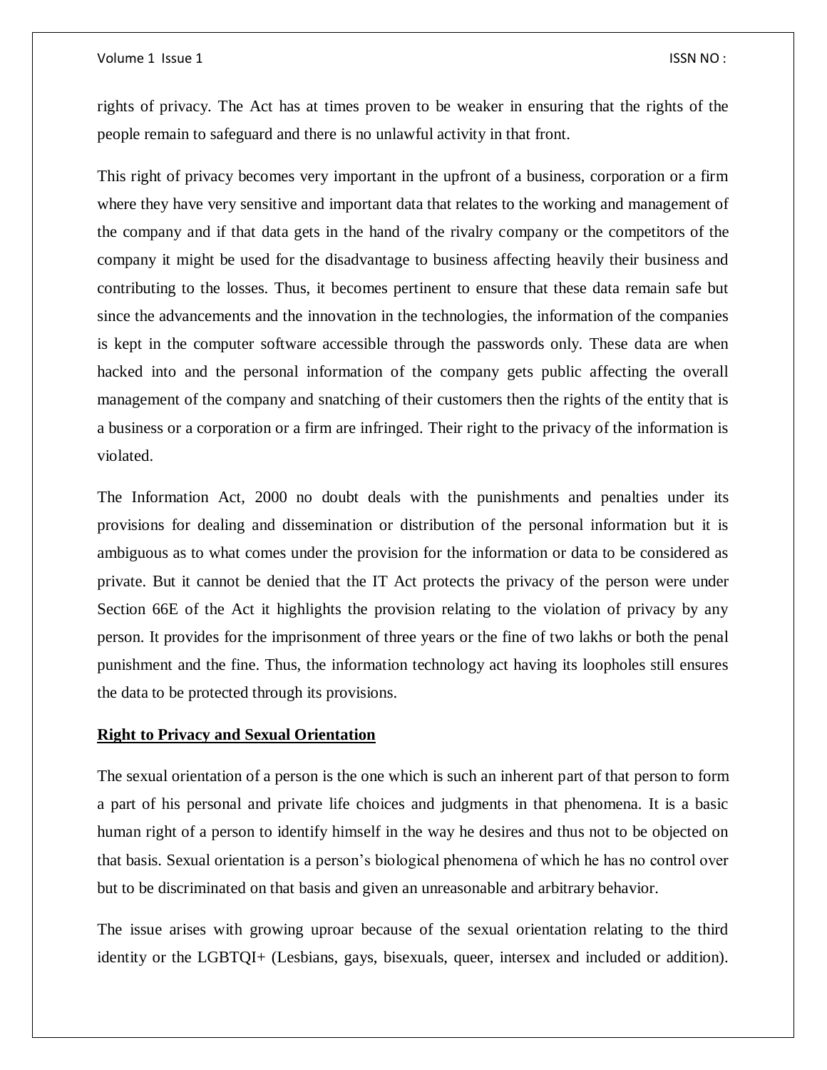rights of privacy. The Act has at times proven to be weaker in ensuring that the rights of the people remain to safeguard and there is no unlawful activity in that front.

This right of privacy becomes very important in the upfront of a business, corporation or a firm where they have very sensitive and important data that relates to the working and management of the company and if that data gets in the hand of the rivalry company or the competitors of the company it might be used for the disadvantage to business affecting heavily their business and contributing to the losses. Thus, it becomes pertinent to ensure that these data remain safe but since the advancements and the innovation in the technologies, the information of the companies is kept in the computer software accessible through the passwords only. These data are when hacked into and the personal information of the company gets public affecting the overall management of the company and snatching of their customers then the rights of the entity that is a business or a corporation or a firm are infringed. Their right to the privacy of the information is violated.

The Information Act, 2000 no doubt deals with the punishments and penalties under its provisions for dealing and dissemination or distribution of the personal information but it is ambiguous as to what comes under the provision for the information or data to be considered as private. But it cannot be denied that the IT Act protects the privacy of the person were under Section 66E of the Act it highlights the provision relating to the violation of privacy by any person. It provides for the imprisonment of three years or the fine of two lakhs or both the penal punishment and the fine. Thus, the information technology act having its loopholes still ensures the data to be protected through its provisions.

**Right to Privacy and Sexual Orientation**

The sexual orientation of a person is the one which is such an inherent part of that person to form a part of his personal and private life choices and judgments in that phenomena. It is a basic human right of a person to identify himself in the way he desires and thus not to be objected on that basis. Sexual orientation is a person's biological phenomena of which he has no control over but to be discriminated on that basis and given an unreasonable and arbitrary behavior.

The issue arises with growing uproar because of the sexual orientation relating to the third identity or the LGBTQI+ (Lesbians, gays, bisexuals, queer, intersex and included or addition).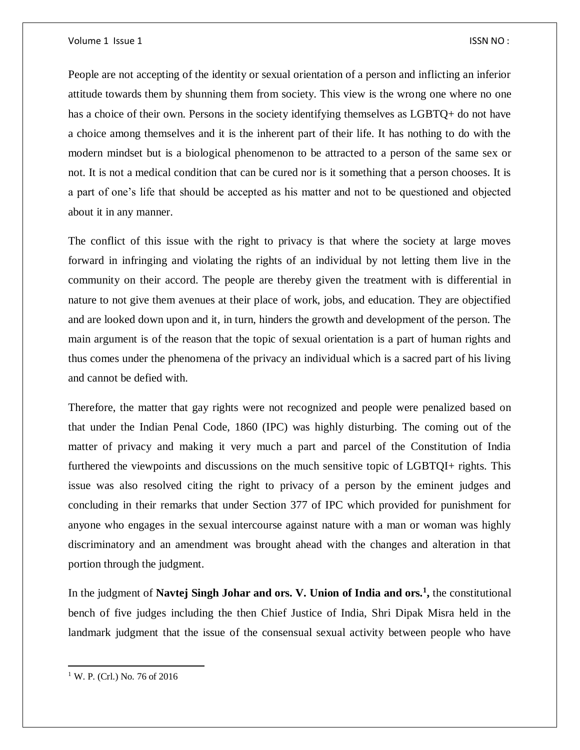People are not accepting of the identity or sexual orientation of a person and inflicting an inferior attitude towards them by shunning them from society. This view is the wrong one where no one has a choice of their own. Persons in the society identifying themselves as LGBTQ+ do not have a choice among themselves and it is the inherent part of their life. It has nothing to do with the modern mindset but is a biological phenomenon to be attracted to a person of the same sex or not. It is not a medical condition that can be cured nor is it something that a person chooses. It is a part of one's life that should be accepted as his matter and not to be questioned and objected about it in any manner.

The conflict of this issue with the right to privacy is that where the society at large moves forward in infringing and violating the rights of an individual by not letting them live in the community on their accord. The people are thereby given the treatment with is differential in nature to not give them avenues at their place of work, jobs, and education. They are objectified and are looked down upon and it, in turn, hinders the growth and development of the person. The main argument is of the reason that the topic of sexual orientation is a part of human rights and thus comes under the phenomena of the privacy an individual which is a sacred part of his living and cannot be defied with.

Therefore, the matter that gay rights were not recognized and people were penalized based on that under the Indian Penal Code, 1860 (IPC) was highly disturbing. The coming out of the matter of privacy and making it very much a part and parcel of the Constitution of India furthered the viewpoints and discussions on the much sensitive topic of LGBTQI+ rights. This issue was also resolved citing the right to privacy of a person by the eminent judges and concluding in their remarks that under Section 377 of IPC which provided for punishment for anyone who engages in the sexual intercourse against nature with a man or woman was highly discriminatory and an amendment was brought ahead with the changes and alteration in that portion through the judgment.

In the judgment of **Navtej Singh Johar and ors. V. Union of India and ors.**[1], the constitutional bench of five judges including the then Chief Justice of India, Shri Dipak Misra held in the landmark judgment that the issue of the consensual sexual activity between people who have

---

[1] W. P. (Crl.) No. 76 of 2016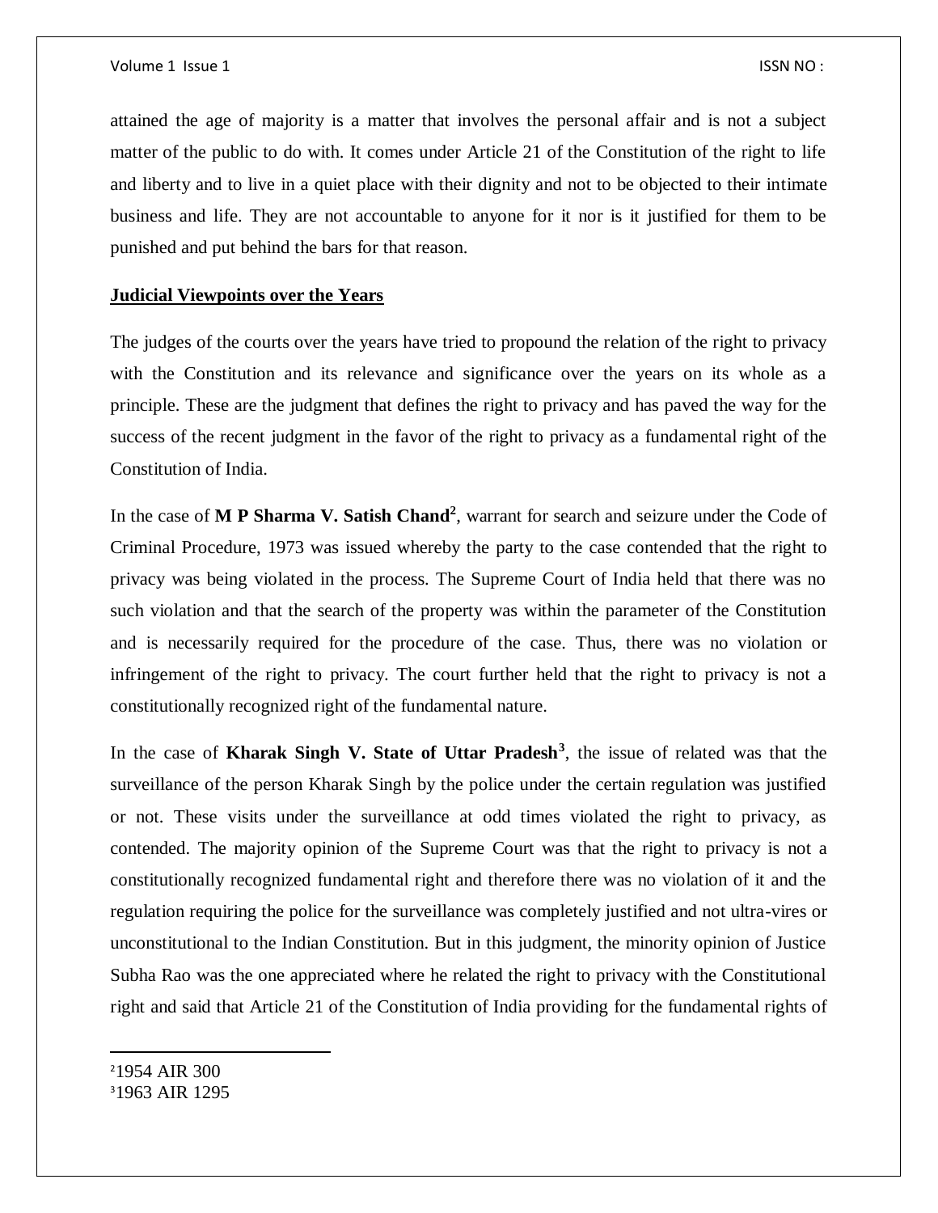attained the age of majority is a matter that involves the personal affair and is not a subject matter of the public to do with. It comes under Article 21 of the Constitution of the right to life and liberty and to live in a quiet place with their dignity and not to be objected to their intimate business and life. They are not accountable to anyone for it nor is it justified for them to be punished and put behind the bars for that reason.

**Judicial Viewpoints over the Years**

The judges of the courts over the years have tried to propound the relation of the right to privacy with the Constitution and its relevance and significance over the years on its whole as a principle. These are the judgment that defines the right to privacy and has paved the way for the success of the recent judgment in the favor of the right to privacy as a fundamental right of the Constitution of India.

In the case of **M P Sharma V. Satish Chand**[2], warrant for search and seizure under the Code of Criminal Procedure, 1973 was issued whereby the party to the case contended that the right to privacy was being violated in the process. The Supreme Court of India held that there was no such violation and that the search of the property was within the parameter of the Constitution and is necessarily required for the procedure of the case. Thus, there was no violation or infringement of the right to privacy. The court further held that the right to privacy is not a constitutionally recognized right of the fundamental nature.

In the case of **Kharak Singh V. State of Uttar Pradesh**[3], the issue of related was that the surveillance of the person Kharak Singh by the police under the certain regulation was justified or not. These visits under the surveillance at odd times violated the right to privacy, as contended. The majority opinion of the Supreme Court was that the right to privacy is not a constitutionally recognized fundamental right and therefore there was no violation of it and the regulation requiring the police for the surveillance was completely justified and not ultra-vires or unconstitutional to the Indian Constitution. But in this judgment, the minority opinion of Justice Subha Rao was the one appreciated where he related the right to privacy with the Constitutional right and said that Article 21 of the Constitution of India providing for the fundamental rights of

---

[2] 1954 AIR 300

[3] 1963 AIR 1295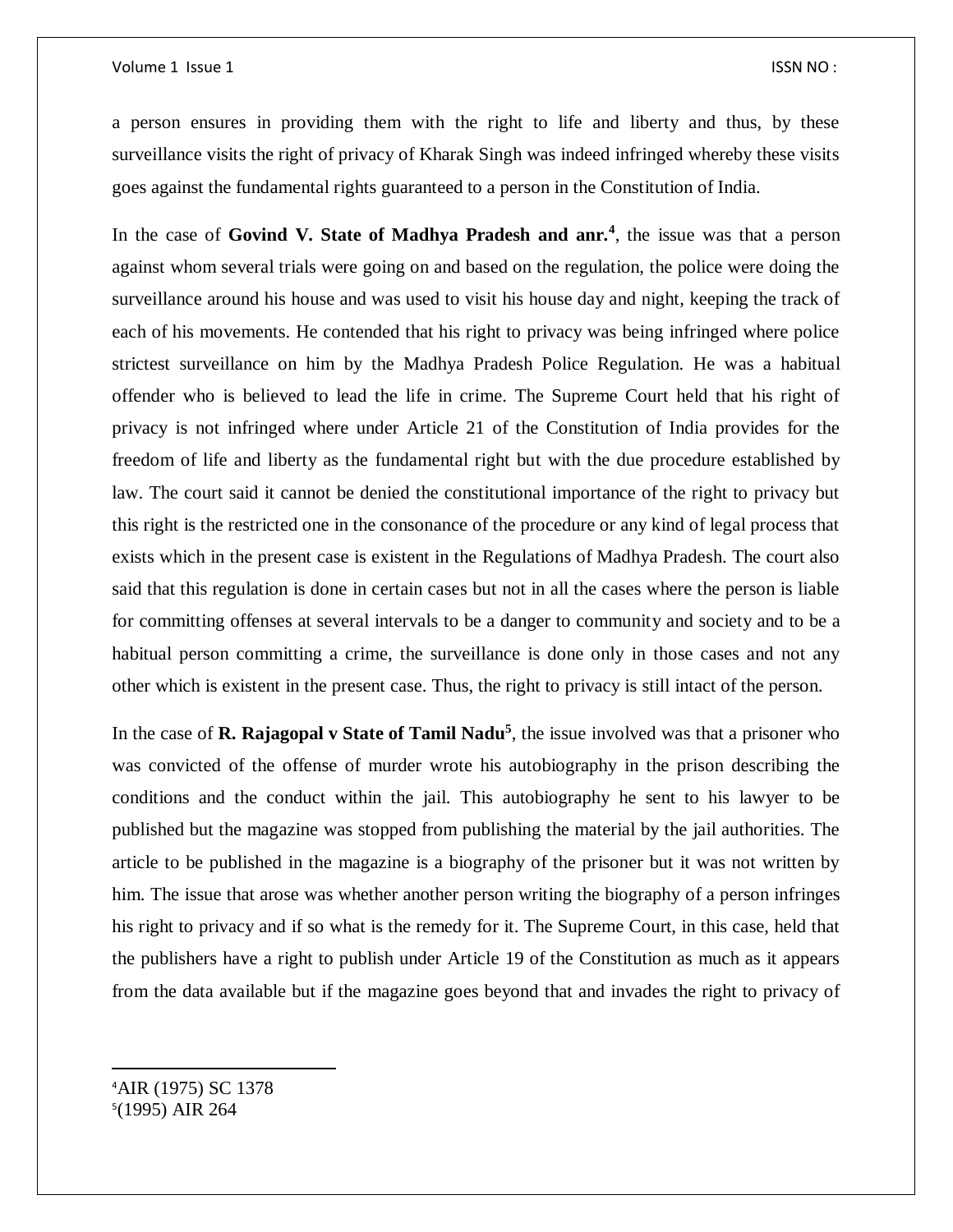a person ensures in providing them with the right to life and liberty and thus, by these surveillance visits the right of privacy of Kharak Singh was indeed infringed whereby these visits goes against the fundamental rights guaranteed to a person in the Constitution of India.

In the case of **Govind V. State of Madhya Pradesh and anr.**[4], the issue was that a person against whom several trials were going on and based on the regulation, the police were doing the surveillance around his house and was used to visit his house day and night, keeping the track of each of his movements. He contended that his right to privacy was being infringed where police strictest surveillance on him by the Madhya Pradesh Police Regulation. He was a habitual offender who is believed to lead the life in crime. The Supreme Court held that his right of privacy is not infringed where under Article 21 of the Constitution of India provides for the freedom of life and liberty as the fundamental right but with the due procedure established by law. The court said it cannot be denied the constitutional importance of the right to privacy but this right is the restricted one in the consonance of the procedure or any kind of legal process that exists which in the present case is existent in the Regulations of Madhya Pradesh. The court also said that this regulation is done in certain cases but not in all the cases where the person is liable for committing offenses at several intervals to be a danger to community and society and to be a habitual person committing a crime, the surveillance is done only in those cases and not any other which is existent in the present case. Thus, the right to privacy is still intact of the person.

In the case of **R. Rajagopal v State of Tamil Nadu**[5], the issue involved was that a prisoner who was convicted of the offense of murder wrote his autobiography in the prison describing the conditions and the conduct within the jail. This autobiography he sent to his lawyer to be published but the magazine was stopped from publishing the material by the jail authorities. The article to be published in the magazine is a biography of the prisoner but it was not written by him. The issue that arose was whether another person writing the biography of a person infringes his right to privacy and if so what is the remedy for it. The Supreme Court, in this case, held that the publishers have a right to publish under Article 19 of the Constitution as much as it appears from the data available but if the magazine goes beyond that and invades the right to privacy of

---

[4] AIR (1975) SC 1378

[5] (1995) AIR 264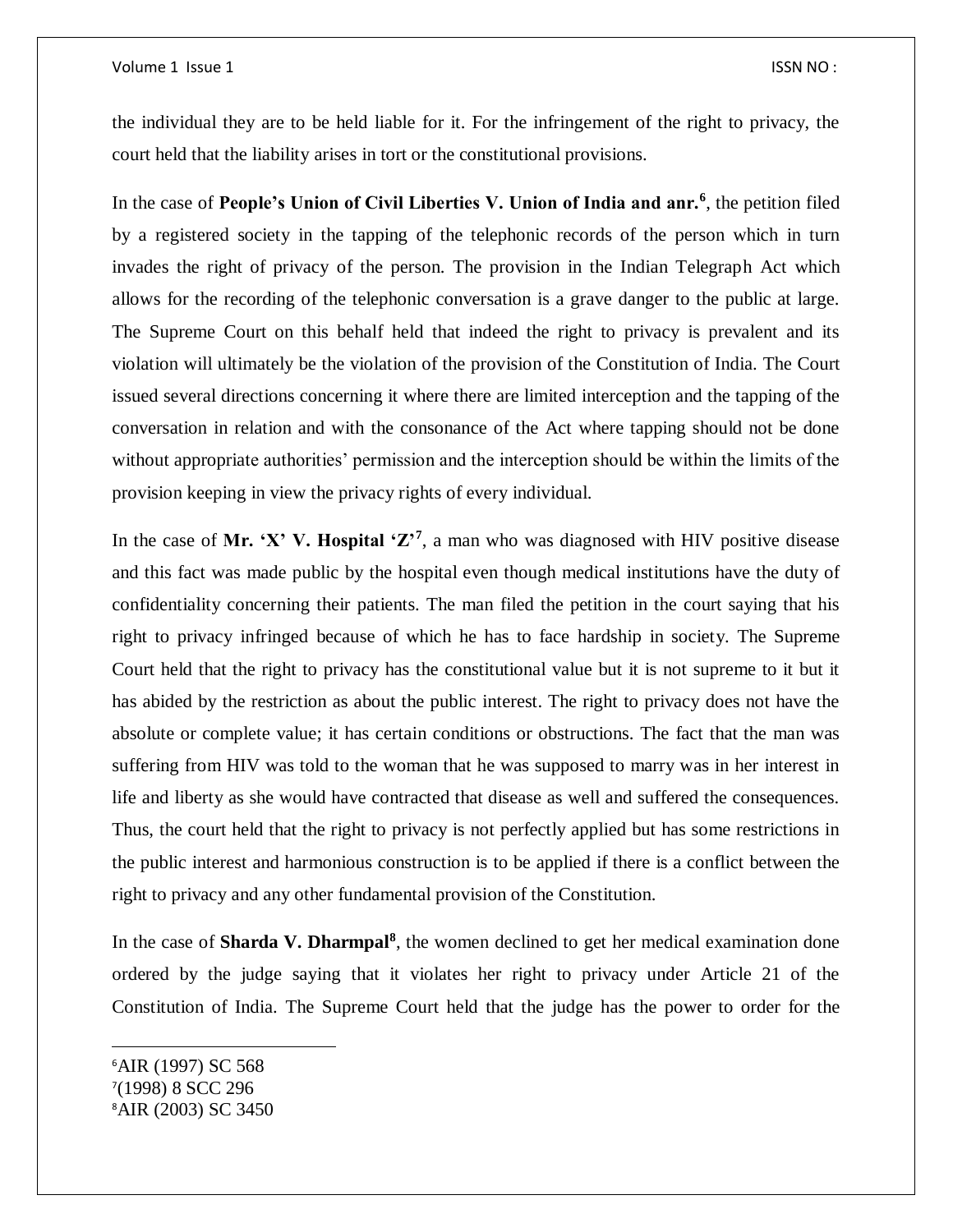the individual they are to be held liable for it. For the infringement of the right to privacy, the court held that the liability arises in tort or the constitutional provisions.

In the case of **People's Union of Civil Liberties V. Union of India and anr.**[6], the petition filed by a registered society in the tapping of the telephonic records of the person which in turn invades the right of privacy of the person. The provision in the Indian Telegraph Act which allows for the recording of the telephonic conversation is a grave danger to the public at large. The Supreme Court on this behalf held that indeed the right to privacy is prevalent and its violation will ultimately be the violation of the provision of the Constitution of India. The Court issued several directions concerning it where there are limited interception and the tapping of the conversation in relation and with the consonance of the Act where tapping should not be done without appropriate authorities' permission and the interception should be within the limits of the provision keeping in view the privacy rights of every individual.

In the case of **Mr. 'X' V. Hospital 'Z'**[7], a man who was diagnosed with HIV positive disease and this fact was made public by the hospital even though medical institutions have the duty of confidentiality concerning their patients. The man filed the petition in the court saying that his right to privacy infringed because of which he has to face hardship in society. The Supreme Court held that the right to privacy has the constitutional value but it is not supreme to it but it has abided by the restriction as about the public interest. The right to privacy does not have the absolute or complete value; it has certain conditions or obstructions. The fact that the man was suffering from HIV was told to the woman that he was supposed to marry was in her interest in life and liberty as she would have contracted that disease as well and suffered the consequences. Thus, the court held that the right to privacy is not perfectly applied but has some restrictions in the public interest and harmonious construction is to be applied if there is a conflict between the right to privacy and any other fundamental provision of the Constitution.

In the case of **Sharda V. Dharmpal**[8], the women declined to get her medical examination done ordered by the judge saying that it violates her right to privacy under Article 21 of the Constitution of India. The Supreme Court held that the judge has the power to order for the

---

[6] AIR (1997) SC 568

[7] (1998) 8 SCC 296

[8] AIR (2003) SC 3450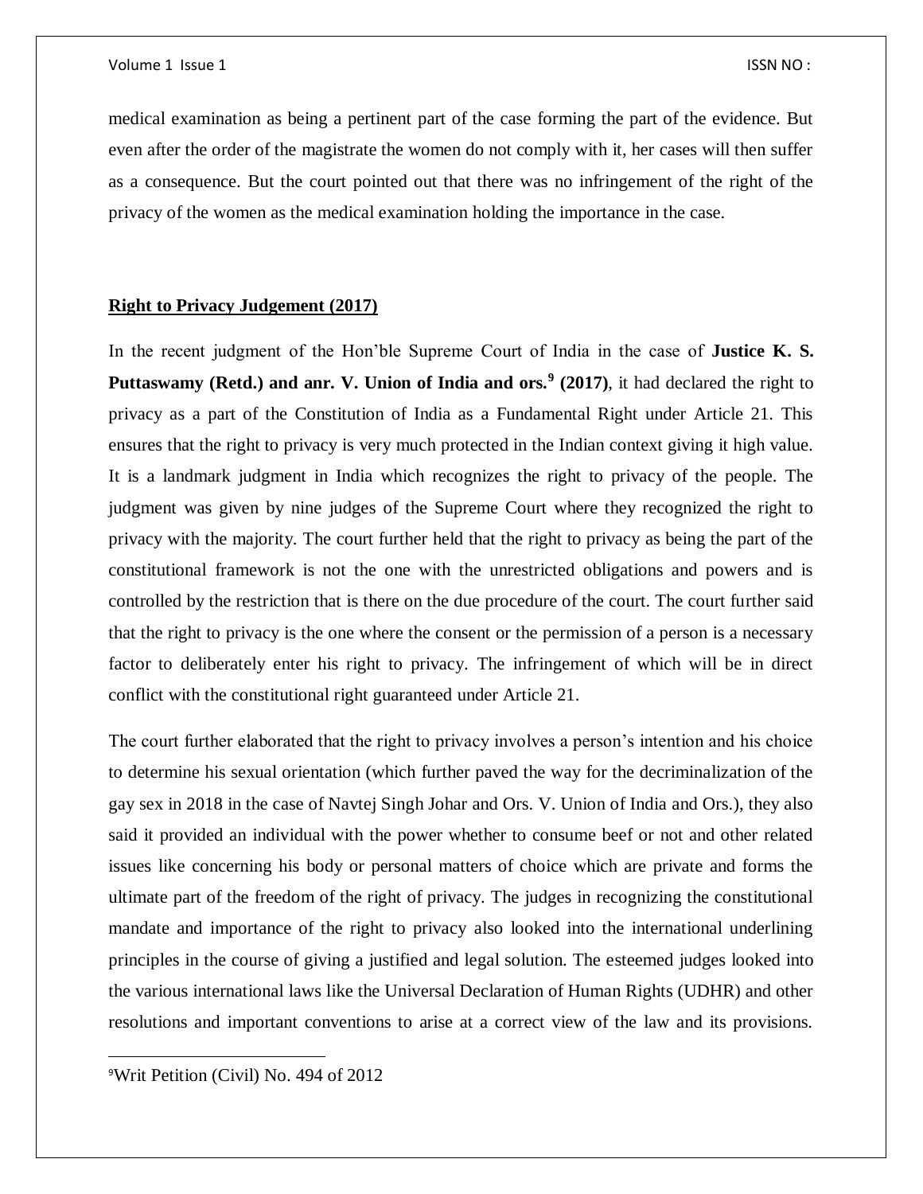medical examination as being a pertinent part of the case forming the part of the evidence. But even after the order of the magistrate the women do not comply with it, her cases will then suffer as a consequence. But the court pointed out that there was no infringement of the right of the privacy of the women as the medical examination holding the importance in the case.

## Right to Privacy Judgement (2017)

In the recent judgment of the Hon'ble Supreme Court of India in the case of **Justice K. S. Puttaswamy (Retd.) and anr. V. Union of India and ors.**[9] **(2017)**, it had declared the right to privacy as a part of the Constitution of India as a Fundamental Right under Article 21. This ensures that the right to privacy is very much protected in the Indian context giving it high value. It is a landmark judgment in India which recognizes the right to privacy of the people. The judgment was given by nine judges of the Supreme Court where they recognized the right to privacy with the majority. The court further held that the right to privacy as being the part of the constitutional framework is not the one with the unrestricted obligations and powers and is controlled by the restriction that is there on the due procedure of the court. The court further said that the right to privacy is the one where the consent or the permission of a person is a necessary factor to deliberately enter his right to privacy. The infringement of which will be in direct conflict with the constitutional right guaranteed under Article 21.

The court further elaborated that the right to privacy involves a person's intention and his choice to determine his sexual orientation (which further paved the way for the decriminalization of the gay sex in 2018 in the case of Navtej Singh Johar and Ors. V. Union of India and Ors.), they also said it provided an individual with the power whether to consume beef or not and other related issues like concerning his body or personal matters of choice which are private and forms the ultimate part of the freedom of the right of privacy. The judges in recognizing the constitutional mandate and importance of the right to privacy also looked into the international underlining principles in the course of giving a justified and legal solution. The esteemed judges looked into the various international laws like the Universal Declaration of Human Rights (UDHR) and other resolutions and important conventions to arise at a correct view of the law and its provisions.

---

[9]Writ Petition (Civil) No. 494 of 2012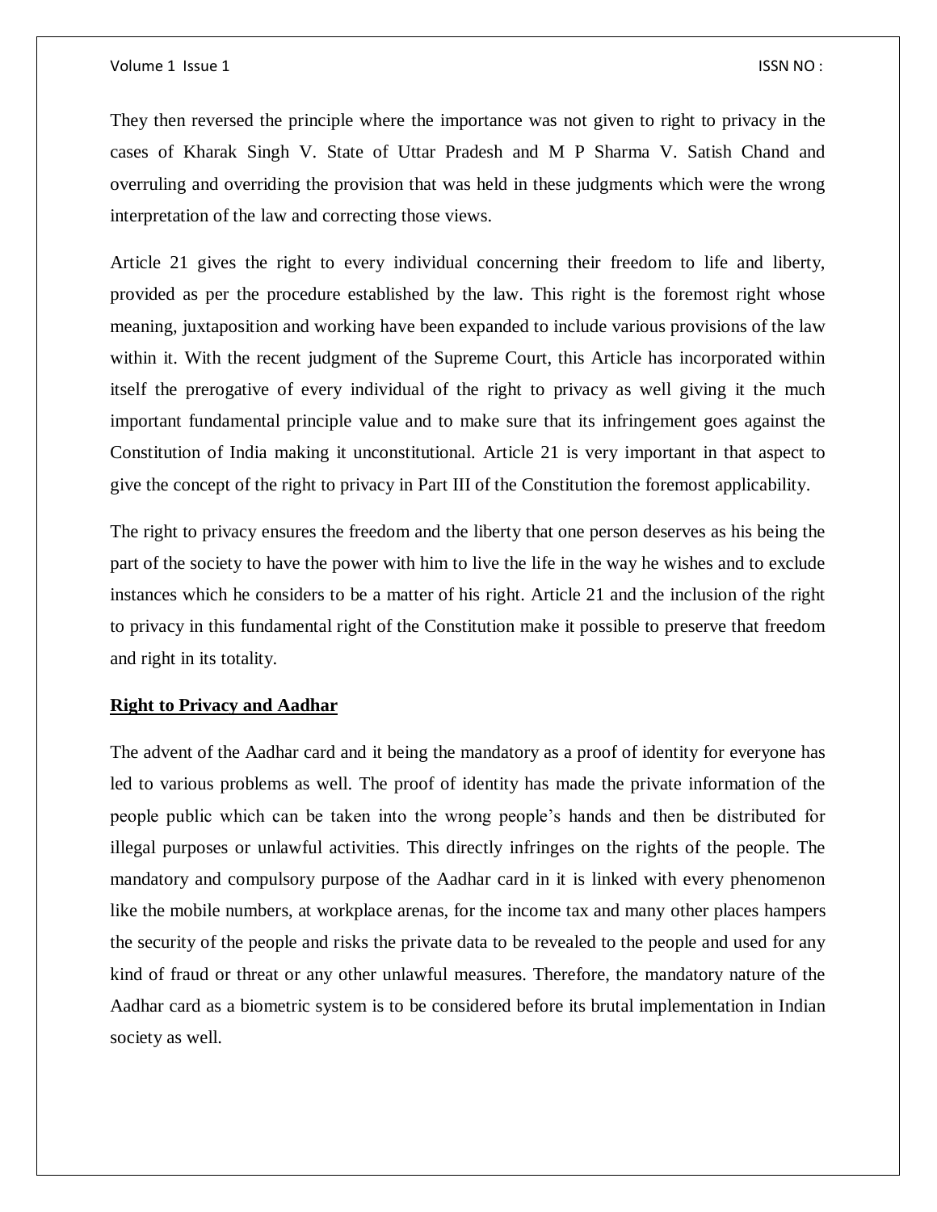They then reversed the principle where the importance was not given to right to privacy in the cases of Kharak Singh V. State of Uttar Pradesh and M P Sharma V. Satish Chand and overruling and overriding the provision that was held in these judgments which were the wrong interpretation of the law and correcting those views.

Article 21 gives the right to every individual concerning their freedom to life and liberty, provided as per the procedure established by the law. This right is the foremost right whose meaning, juxtaposition and working have been expanded to include various provisions of the law within it. With the recent judgment of the Supreme Court, this Article has incorporated within itself the prerogative of every individual of the right to privacy as well giving it the much important fundamental principle value and to make sure that its infringement goes against the Constitution of India making it unconstitutional. Article 21 is very important in that aspect to give the concept of the right to privacy in Part III of the Constitution the foremost applicability.

The right to privacy ensures the freedom and the liberty that one person deserves as his being the part of the society to have the power with him to live the life in the way he wishes and to exclude instances which he considers to be a matter of his right. Article 21 and the inclusion of the right to privacy in this fundamental right of the Constitution make it possible to preserve that freedom and right in its totality.

**<u>Right to Privacy and Aadhar</u>**

The advent of the Aadhar card and it being the mandatory as a proof of identity for everyone has led to various problems as well. The proof of identity has made the private information of the people public which can be taken into the wrong people's hands and then be distributed for illegal purposes or unlawful activities. This directly infringes on the rights of the people. The mandatory and compulsory purpose of the Aadhar card in it is linked with every phenomenon like the mobile numbers, at workplace arenas, for the income tax and many other places hampers the security of the people and risks the private data to be revealed to the people and used for any kind of fraud or threat or any other unlawful measures. Therefore, the mandatory nature of the Aadhar card as a biometric system is to be considered before its brutal implementation in Indian society as well.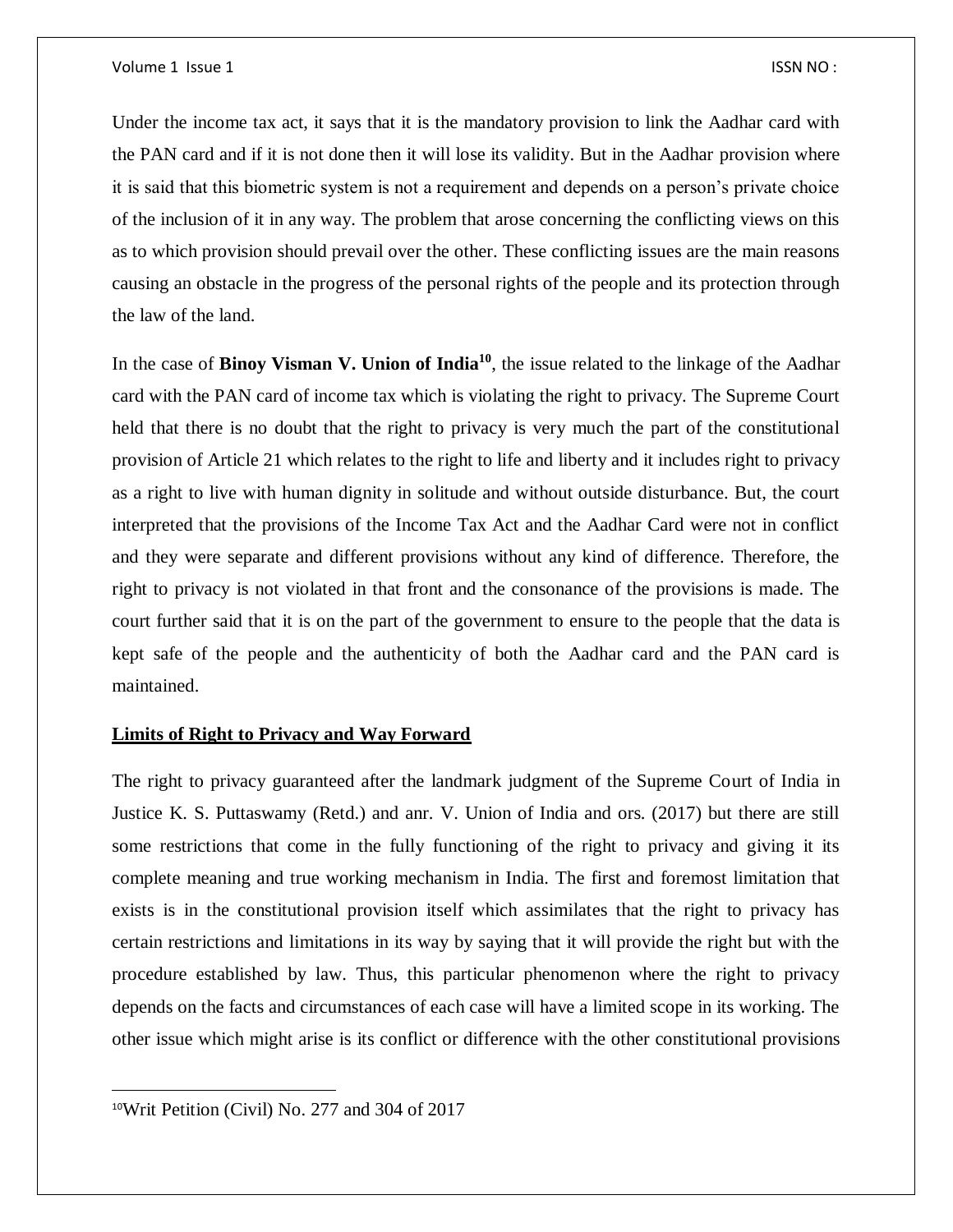Under the income tax act, it says that it is the mandatory provision to link the Aadhar card with the PAN card and if it is not done then it will lose its validity. But in the Aadhar provision where it is said that this biometric system is not a requirement and depends on a person's private choice of the inclusion of it in any way. The problem that arose concerning the conflicting views on this as to which provision should prevail over the other. These conflicting issues are the main reasons causing an obstacle in the progress of the personal rights of the people and its protection through the law of the land.

In the case of **Binoy Visman V. Union of India**[10], the issue related to the linkage of the Aadhar card with the PAN card of income tax which is violating the right to privacy. The Supreme Court held that there is no doubt that the right to privacy is very much the part of the constitutional provision of Article 21 which relates to the right to life and liberty and it includes right to privacy as a right to live with human dignity in solitude and without outside disturbance. But, the court interpreted that the provisions of the Income Tax Act and the Aadhar Card were not in conflict and they were separate and different provisions without any kind of difference. Therefore, the right to privacy is not violated in that front and the consonance of the provisions is made. The court further said that it is on the part of the government to ensure to the people that the data is kept safe of the people and the authenticity of both the Aadhar card and the PAN card is maintained.

## Limits of Right to Privacy and Way Forward

The right to privacy guaranteed after the landmark judgment of the Supreme Court of India in Justice K. S. Puttaswamy (Retd.) and anr. V. Union of India and ors. (2017) but there are still some restrictions that come in the fully functioning of the right to privacy and giving it its complete meaning and true working mechanism in India. The first and foremost limitation that exists is in the constitutional provision itself which assimilates that the right to privacy has certain restrictions and limitations in its way by saying that it will provide the right but with the procedure established by law. Thus, this particular phenomenon where the right to privacy depends on the facts and circumstances of each case will have a limited scope in its working. The other issue which might arise is its conflict or difference with the other constitutional provisions

[10]Writ Petition (Civil) No. 277 and 304 of 2017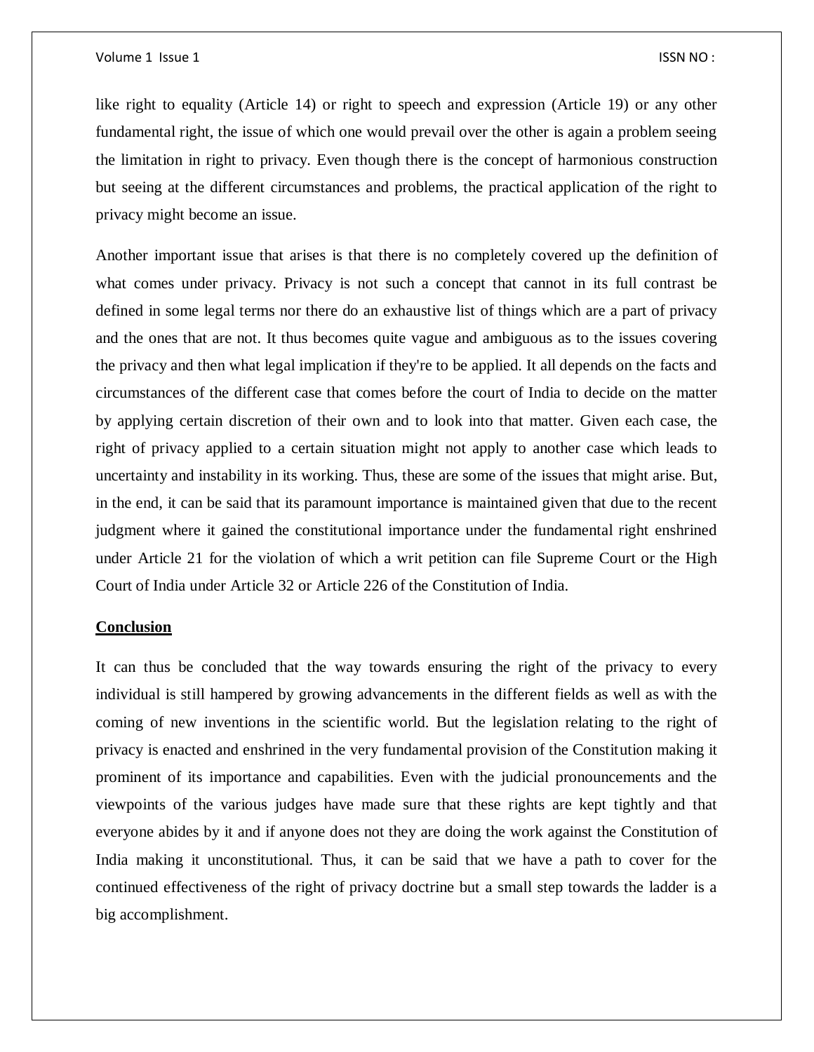like right to equality (Article 14) or right to speech and expression (Article 19) or any other fundamental right, the issue of which one would prevail over the other is again a problem seeing the limitation in right to privacy. Even though there is the concept of harmonious construction but seeing at the different circumstances and problems, the practical application of the right to privacy might become an issue.

Another important issue that arises is that there is no completely covered up the definition of what comes under privacy. Privacy is not such a concept that cannot in its full contrast be defined in some legal terms nor there do an exhaustive list of things which are a part of privacy and the ones that are not. It thus becomes quite vague and ambiguous as to the issues covering the privacy and then what legal implication if they're to be applied. It all depends on the facts and circumstances of the different case that comes before the court of India to decide on the matter by applying certain discretion of their own and to look into that matter. Given each case, the right of privacy applied to a certain situation might not apply to another case which leads to uncertainty and instability in its working. Thus, these are some of the issues that might arise. But, in the end, it can be said that its paramount importance is maintained given that due to the recent judgment where it gained the constitutional importance under the fundamental right enshrined under Article 21 for the violation of which a writ petition can file Supreme Court or the High Court of India under Article 32 or Article 226 of the Constitution of India.

## Conclusion

It can thus be concluded that the way towards ensuring the right of the privacy to every individual is still hampered by growing advancements in the different fields as well as with the coming of new inventions in the scientific world. But the legislation relating to the right of privacy is enacted and enshrined in the very fundamental provision of the Constitution making it prominent of its importance and capabilities. Even with the judicial pronouncements and the viewpoints of the various judges have made sure that these rights are kept tightly and that everyone abides by it and if anyone does not they are doing the work against the Constitution of India making it unconstitutional. Thus, it can be said that we have a path to cover for the continued effectiveness of the right of privacy doctrine but a small step towards the ladder is a big accomplishment.